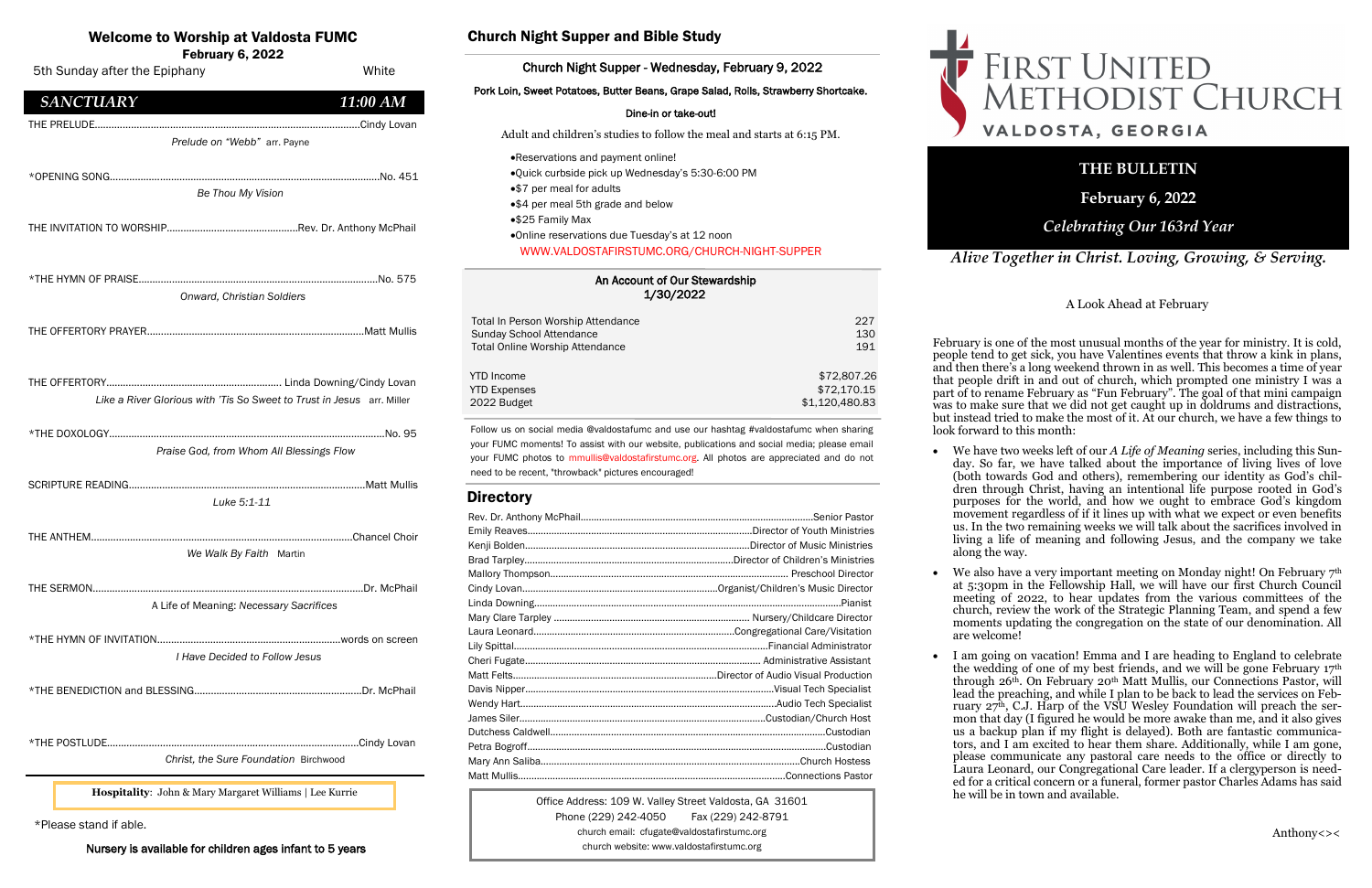# Welcome to Worship at Valdosta FUMC

**February 6, 2022**

5th Sunday after the Epiphany — White

## *SANCTUARY* — *11:00 AM*

THE PRELUDE……Cindy Lovan
*Prelude on "Webb"* arr. Payne

*OPENING SONG……No. 451
*Be Thou My Vision*

THE INVITATION TO WORSHIP……Rev. Dr. Anthony McPhail

*THE HYMN OF PRAISE……No. 575
*Onward, Christian Soldiers*

THE OFFERTORY PRAYER……Matt Mullis

THE OFFERTORY……Linda Downing/Cindy Lovan
*Like a River Glorious with 'Tis So Sweet to Trust in Jesus* arr. Miller

*THE DOXOLOGY……No. 95
*Praise God, from Whom All Blessings Flow*

SCRIPTURE READING……Matt Mullis
*Luke 5:1-11*

THE ANTHEM……Chancel Choir
*We Walk By Faith* Martin

THE SERMON……Dr. McPhail
*A Life of Meaning: Necessary Sacrifices*

*THE HYMN OF INVITATION……words on screen
*I Have Decided to Follow Jesus*

*THE BENEDICTION and BLESSING……Dr. McPhail

*THE POSTLUDE……Cindy Lovan
*Christ, the Sure Foundation* Birchwood

**Hospitality**: John & Mary Margaret Williams | Lee Kurrie

*Please stand if able.

Nursery is available for children ages infant to 5 years

## Church Night Supper and Bible Study

### Church Night Supper - Wednesday, February 9, 2022

Pork Loin, Sweet Potatoes, Butter Beans, Grape Salad, Rolls, Strawberry Shortcake.

Dine-in or take-out!

Adult and children's studies to follow the meal and starts at 6:15 PM.

- Reservations and payment online!
- Quick curbside pick up Wednesday's 5:30-6:00 PM
- $7 per meal for adults
- $4 per meal 5th grade and below
- $25 Family Max
- Online reservations due Tuesday's at 12 noon
  WWW.VALDOSTAFIRSTUMC.ORG/CHURCH-NIGHT-SUPPER

### An Account of Our Stewardship 1/30/2022

| | |
|---|---|
| Total In Person Worship Attendance | 227 |
| Sunday School Attendance | 130 |
| Total Online Worship Attendance | 191 |
| YTD Income | $72,807.26 |
| YTD Expenses | $72,170.15 |
| 2022 Budget | $1,120,480.83 |

Follow us on social media @valdostafumc and use our hashtag #valdostafumc when sharing your FUMC moments! To assist with our website, publications and social media; please email your FUMC photos to mmullis@valdostafirstumc.org. All photos are appreciated and do not need to be recent, "throwback" pictures encouraged!

## Directory

| | |
|---|---|
| Rev. Dr. Anthony McPhail | Senior Pastor |
| Emily Reaves | Director of Youth Ministries |
| Kenji Bolden | Director of Music Ministries |
| Brad Tarpley | Director of Children's Ministries |
| Mallory Thompson | Preschool Director |
| Cindy Lovan | Organist/Children's Music Director |
| Linda Downing | Pianist |
| Mary Clare Tarpley | Nursery/Childcare Director |
| Laura Leonard | Congregational Care/Visitation |
| Lily Spittal | Financial Administrator |
| Cheri Fugate | Administrative Assistant |
| Matt Felts | Director of Audio Visual Production |
| Davis Nipper | Visual Tech Specialist |
| Wendy Hart | Audio Tech Specialist |
| James Siler | Custodian/Church Host |
| Dutchess Caldwell | Custodian |
| Petra Bogroff | Custodian |
| Mary Ann Saliba | Church Hostess |
| Matt Mullis | Connections Pastor |

Office Address: 109 W. Valley Street Valdosta, GA 31601
Phone (229) 242-4050 Fax (229) 242-8791
church email: cfugate@valdostafirstumc.org
church website: www.valdostafirstumc.org

# First United Methodist Church
VALDOSTA, GEORGIA

## THE BULLETIN

**February 6, 2022**

*Celebrating Our 163rd Year*

*Alive Together in Christ. Loving, Growing, & Serving.*

### A Look Ahead at February

February is one of the most unusual months of the year for ministry. It is cold, people tend to get sick, you have Valentines events that throw a kink in plans, and then there's a long weekend thrown in as well. This becomes a time of year that people drift in and out of church, which prompted one ministry I was a part of to rename February as "Fun February". The goal of that mini campaign was to make sure that we did not get caught up in doldrums and distractions, but instead tried to make the most of it. At our church, we have a few things to look forward to this month:

- We have two weeks left of our *A Life of Meaning* series, including this Sunday. So far, we have talked about the importance of living lives of love (both towards God and others), remembering our identity as God's children through Christ, having an intentional life purpose rooted in God's purposes for the world, and how we ought to embrace God's kingdom movement regardless of if it lines up with what we expect or even benefits us. In the two remaining weeks we will talk about the sacrifices involved in living a life of meaning and following Jesus, and the company we take along the way.
- We also have a very important meeting on Monday night! On February 7th at 5:30pm in the Fellowship Hall, we will have our first Church Council meeting of 2022, to hear updates from the various committees of the church, review the work of the Strategic Planning Team, and spend a few moments updating the congregation on the state of our denomination. All are welcome!
- I am going on vacation! Emma and I are heading to England to celebrate the wedding of one of my best friends, and we will be gone February 17th through 26th. On February 20th Matt Mullis, our Connections Pastor, will lead the preaching, and while I plan to be back to lead the services on February 27th, C.J. Harp of the VSU Wesley Foundation will preach the sermon that day (I figured he would be more awake than me, and it also gives us a backup plan if my flight is delayed). Both are fantastic communicators, and I am excited to hear them share. Additionally, while I am gone, please communicate any pastoral care needs to the office or directly to Laura Leonard, our Congregational Care leader. If a clergyperson is needed for a critical concern or a funeral, former pastor Charles Adams has said he will be in town and available.

Anthony<><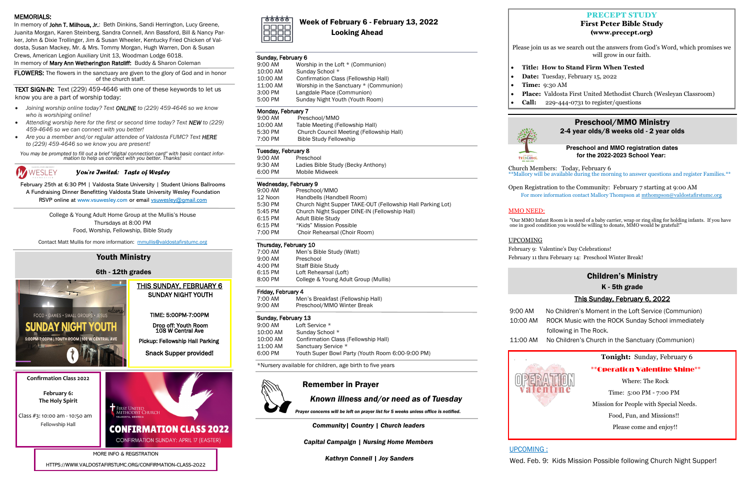**MEMORIALS:**

In memory of **John T. Milhous, Jr.**: Beth Dinkins, Sandi Herrington, Lucy Greene, Juanita Morgan, Karen Steinberg, Sandra Connell, Ann Bassford, Bill & Nancy Parker, John & Dixie Trollinger, Jim & Susan Wheeler, Kentucky Fried Chicken of Valdosta, Susan Mackey, Mr. & Mrs. Tommy Morgan, Hugh Warren, Don & Susan Crews, American Legion Auxiliary Unit 13, Woodman Lodge 6018.

In memory of **Mary Ann Wetherington Ratcliff**: Buddy & Sharon Coleman

**FLOWERS:** The flowers in the sanctuary are given to the glory of God and in honor of the church staff.

**TEXT SIGN-IN:** Text (229) 459-4646 with one of these keywords to let us know you are a part of worship today:

- *Joining worship online today? Text **ONLINE** to (229) 459-4646 so we know who is worshiping online!*
- *Attending worship here for the first or second time today? Text **NEW** to (229) 459-4646 so we can connect with you better!*
- *Are you a member and/or regular attendee of Valdosta FUMC? Text **HERE** to (229) 459-4646 so we know you are present!*

*You may be prompted to fill out a brief "digital connection card" with basic contact information to help us connect with you better. Thanks!*

WESLEY FOUNDATION — ***You're Invited: Taste of Wesley***

February 25th at 6:30 PM | Valdosta State University | Student Unions Ballrooms
A Fundraising Dinner Benefitting Valdosta State University Wesley Foundation
RSVP online at www.vsuwesley.com or email vsuwesley@gmail.com

College & Young Adult Home Group at the Mullis's House
Thursdays at 8:00 PM
Food, Worship, Fellowship, Bible Study

Contact Matt Mullis for more information: mmullis@valdostafirstumc.org

## Youth Ministry

### 6th - 12th grades

FOOD • GAMES • SMALL GROUPS • JESUS
SUNDAY NIGHT YOUTH
5:00PM-7:00PM | YOUTH ROOM | 108 W CENTRAL AVE

**THIS SUNDAY, FEBRUARY 6**
**SUNDAY NIGHT YOUTH**

TIME: 5:00PM-7:00PM

Drop off: Youth Room
108 W Central Ave

Pickup: Fellowship Hall Parking

**Snack Supper provided!**

**Confirmation Class 2022**

**February 6:**
**The Holy Spirit**

Class #3: 10:00 am - 10:50 am
Fellowship Hall

FIRST UNITED METHODIST CHURCH VALDOSTA, GEORGIA
**CONFIRMATION CLASS 2022**
CONFIRMATION SUNDAY: APRIL 17 (EASTER)

MORE INFO & REGISTRATION
HTTPS://WWW.VALDOSTAFIRSTUMC.ORG/CONFIRMATION-CLASS-2022

## Week of February 6 - February 13, 2022
### Looking Ahead

**Sunday, February 6**

| | |
|---|---|
| 9:00 AM | Worship in the Loft * (Communion) |
| 10:00 AM | Sunday School * |
| 10:00 AM | Confirmation Class (Fellowship Hall) |
| 11:00 AM | Worship in the Sanctuary * (Communion) |
| 3:00 PM | Langdale Place (Communion) |
| 5:00 PM | Sunday Night Youth (Youth Room) |

**Monday, February 7**

| | |
|---|---|
| 9:00 AM | Preschool/MMO |
| 10:00 AM | Table Meeting (Fellowship Hall) |
| 5:30 PM | Church Council Meeting (Fellowship Hall) |
| 7:00 PM | Bible Study Fellowship |

**Tuesday, February 8**

| | |
|---|---|
| 9:00 AM | Preschool |
| 9:30 AM | Ladies Bible Study (Becky Anthony) |
| 6:00 PM | Mobile Midweek |

**Wednesday, February 9**

| | |
|---|---|
| 9:00 AM | Preschool/MMO |
| 12 Noon | Handbells (Handbell Room) |
| 5:30 PM | Church Night Supper TAKE-OUT (Fellowship Hall Parking Lot) |
| 5:45 PM | Church Night Supper DINE-IN (Fellowship Hall) |
| 6:15 PM | Adult Bible Study |
| 6:15 PM | "Kids" Mission Possible |
| 7:00 PM | Choir Rehearsal (Choir Room) |

**Thursday, February 10**

| | |
|---|---|
| 7:00 AM | Men's Bible Study (Watt) |
| 9:00 AM | Preschool |
| 4:00 PM | Staff Bible Study |
| 6:15 PM | Loft Rehearsal (Loft) |
| 8:00 PM | College & Young Adult Group (Mullis) |

**Friday, February 4**

| | |
|---|---|
| 7:00 AM | Men's Breakfast (Fellowship Hall) |
| 9:00 AM | Preschool/MMO Winter Break |

**Sunday, February 13**

| | |
|---|---|
| 9:00 AM | Loft Service * |
| 10:00 AM | Sunday School * |
| 10:00 AM | Confirmation Class (Fellowship Hall) |
| 11:00 AM | Sanctuary Service * |
| 6:00 PM | Youth Super Bowl Party (Youth Room 6:00-9:00 PM) |

*Nursery available for children, age birth to five years

## Remember in Prayer

***Known illness and/or need as of Tuesday***

***Prayer concerns will be left on prayer list for 5 weeks unless office is notified.***

***Community| Country | Church leaders***

***Capital Campaign | Nursing Home Members***

***Kathryn Connell | Joy Sanders***

## PRECEPT STUDY
### First Peter Bible Study
**(www.precept.org)**

Please join us as we search out the answers from God's Word, which promises we will grow in our faith.

- **Title: How to Stand Firm When Tested**
- **Date:** Tuesday, February 15, 2022
- **Time:** 9:30 AM
- **Place:** Valdosta First United Methodist Church (Wesleyan Classroom)
- **Call:** 229-444-0731 to register/questions

## Preschool/MMO Ministry
### 2-4 year olds/8 weeks old - 2 year olds

**Preschool and MMO registration dates for the 2022-2023 School Year:**

Church Members: Today, February 6
**Mallory will be available during the morning to answer questions and register Families.**

Open Registration to the Community: February 7 starting at 9:00 AM
For more information contact Mallory Thompson at mthompson@valdostafirstumc.org

MMO NEED:

"Our MMO Infant Room is in need of a baby carrier, wrap or ring sling for holding infants. If you have one in good condition you would be willing to donate, MMO would be grateful!"

UPCOMING

February 9: Valentine's Day Celebrations!
February 11 thru February 14: Preschool Winter Break!

## Children's Ministry
### K - 5th grade

**This Sunday, February 6, 2022**

| | |
|---|---|
| 9:00 AM | No Children's Moment in the Loft Service (Communion) |
| 10:00 AM | ROCK Music with the ROCK Sunday School immediately following in The Rock. |
| 11:00 AM | No Children's Church in the Sanctuary (Communion) |

OPERATION valentine

**Tonight:** Sunday, February 6

**Operation Valentine Shine**

Where: The Rock

Time: 5:00 PM - 7:00 PM

Mission for People with Special Needs.

Food, Fun, and Missions!!

Please come and enjoy!!

UPCOMING :

Wed. Feb. 9: Kids Mission Possible following Church Night Supper!